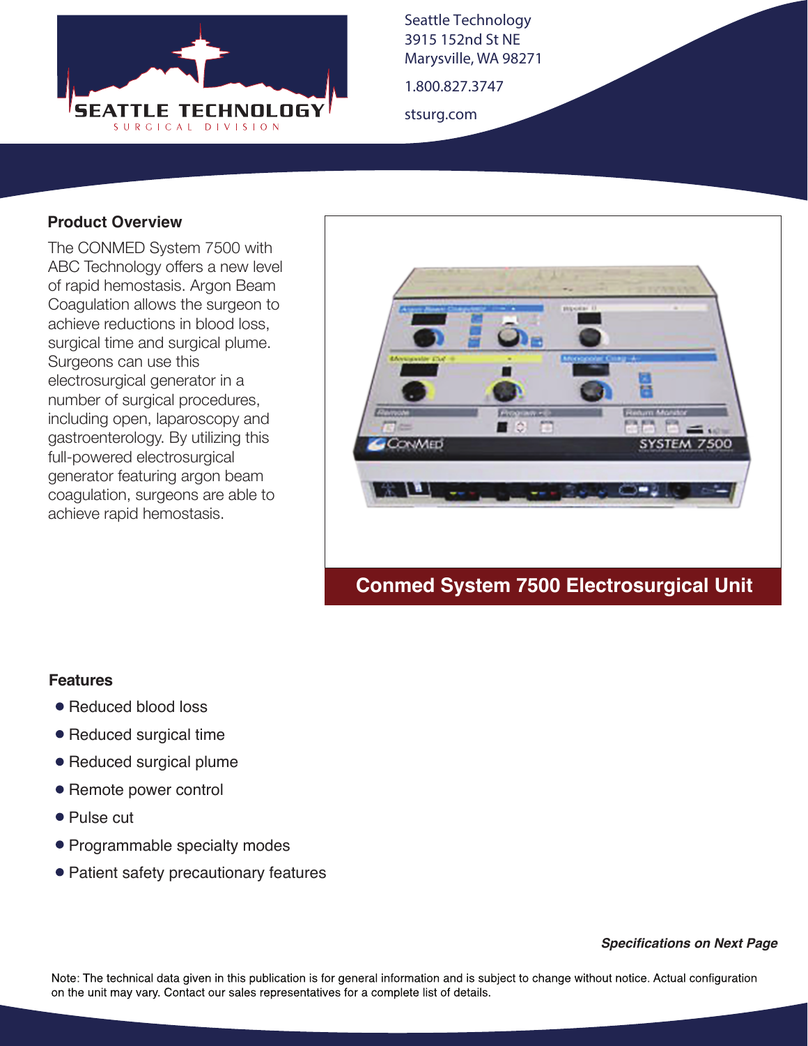Seattle Technology
3915 152nd St NE
Marysville, WA 98271

1.800.827.3747

stsurg.com

## Product Overview

The CONMED System 7500 with ABC Technology offers a new level of rapid hemostasis. Argon Beam Coagulation allows the surgeon to achieve reductions in blood loss, surgical time and surgical plume. Surgeons can use this electrosurgical generator in a number of surgical procedures, including open, laparoscopy and gastroenterology. By utilizing this full-powered electrosurgical generator featuring argon beam coagulation, surgeons are able to achieve rapid hemostasis.

**Conmed System 7500 Electrosurgical Unit**

## Features

- Reduced blood loss
- Reduced surgical time
- Reduced surgical plume
- Remote power control
- Pulse cut
- Programmable specialty modes
- Patient safety precautionary features

***Specifications on Next Page***

Note: The technical data given in this publication is for general information and is subject to change without notice. Actual configuration on the unit may vary. Contact our sales representatives for a complete list of details.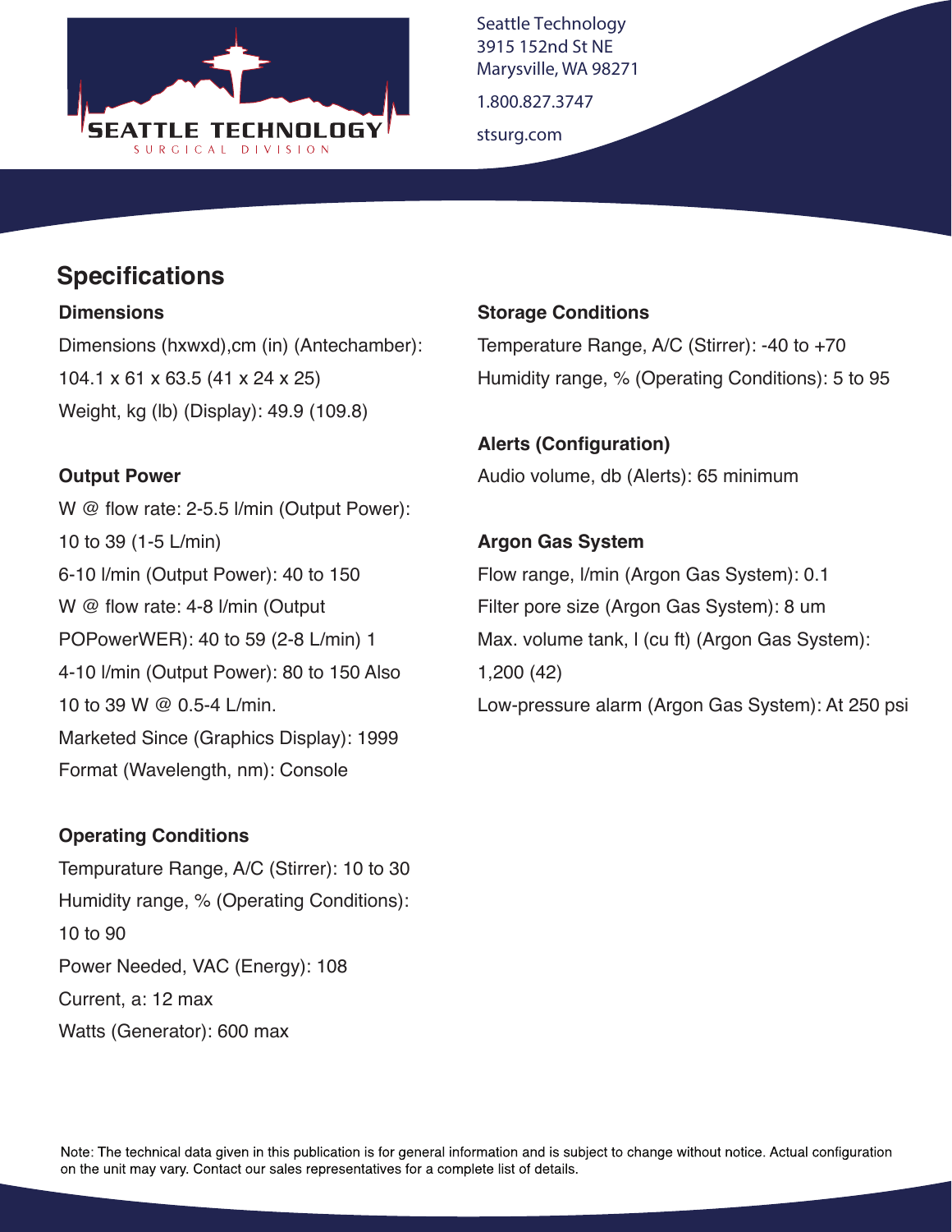Seattle Technology
3915 152nd St NE
Marysville, WA 98271

1.800.827.3747

stsurg.com

## Specifications

### Dimensions

Dimensions (hxwxd),cm (in) (Antechamber):
104.1 x 61 x 63.5 (41 x 24 x 25)
Weight, kg (lb) (Display): 49.9 (109.8)

### Output Power

W @ flow rate: 2-5.5 l/min (Output Power):
10 to 39 (1-5 L/min)
6-10 l/min (Output Power): 40 to 150
W @ flow rate: 4-8 l/min (Output
POPowerWER): 40 to 59 (2-8 L/min) 1
4-10 l/min (Output Power): 80 to 150 Also
10 to 39 W @ 0.5-4 L/min.
Marketed Since (Graphics Display): 1999
Format (Wavelength, nm): Console

### Operating Conditions

Tempurature Range, A/C (Stirrer): 10 to 30
Humidity range, % (Operating Conditions):
10 to 90
Power Needed, VAC (Energy): 108
Current, a: 12 max
Watts (Generator): 600 max

### Storage Conditions

Temperature Range, A/C (Stirrer): -40 to +70
Humidity range, % (Operating Conditions): 5 to 95

### Alerts (Configuration)

Audio volume, db (Alerts): 65 minimum

### Argon Gas System

Flow range, l/min (Argon Gas System): 0.1
Filter pore size (Argon Gas System): 8 um
Max. volume tank, l (cu ft) (Argon Gas System):
1,200 (42)
Low-pressure alarm (Argon Gas System): At 250 psi

Note: The technical data given in this publication is for general information and is subject to change without notice. Actual configuration on the unit may vary. Contact our sales representatives for a complete list of details.